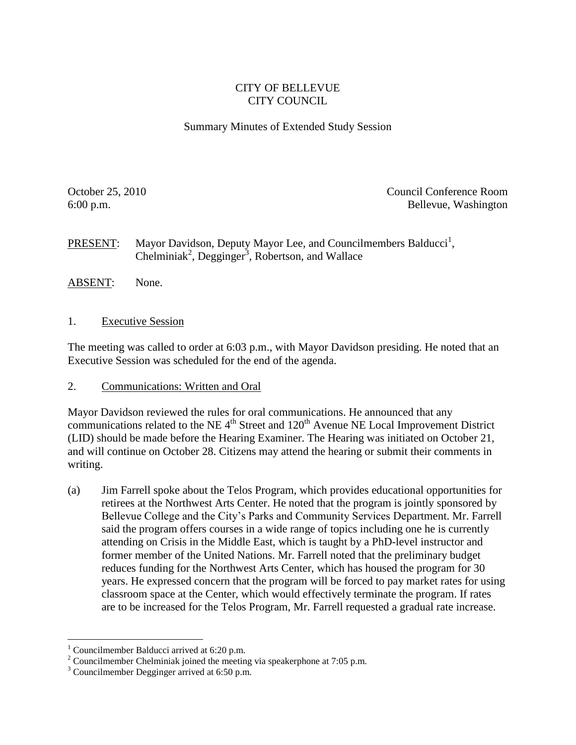CITY OF BELLEVUE
CITY COUNCIL

Summary Minutes of Extended Study Session

October 25, 2010
6:00 p.m.

Council Conference Room
Bellevue, Washington

PRESENT: Mayor Davidson, Deputy Mayor Lee, and Councilmembers Balducci[1], Chelminiak[2], Degginger[3], Robertson, and Wallace

ABSENT: None.

1. Executive Session

The meeting was called to order at 6:03 p.m., with Mayor Davidson presiding. He noted that an Executive Session was scheduled for the end of the agenda.

2. Communications: Written and Oral

Mayor Davidson reviewed the rules for oral communications. He announced that any communications related to the NE 4th Street and 120th Avenue NE Local Improvement District (LID) should be made before the Hearing Examiner. The Hearing was initiated on October 21, and will continue on October 28. Citizens may attend the hearing or submit their comments in writing.

(a) Jim Farrell spoke about the Telos Program, which provides educational opportunities for retirees at the Northwest Arts Center. He noted that the program is jointly sponsored by Bellevue College and the City's Parks and Community Services Department. Mr. Farrell said the program offers courses in a wide range of topics including one he is currently attending on Crisis in the Middle East, which is taught by a PhD-level instructor and former member of the United Nations. Mr. Farrell noted that the preliminary budget reduces funding for the Northwest Arts Center, which has housed the program for 30 years. He expressed concern that the program will be forced to pay market rates for using classroom space at the Center, which would effectively terminate the program. If rates are to be increased for the Telos Program, Mr. Farrell requested a gradual rate increase.

[1] Councilmember Balducci arrived at 6:20 p.m.
[2] Councilmember Chelminiak joined the meeting via speakerphone at 7:05 p.m.
[3] Councilmember Degginger arrived at 6:50 p.m.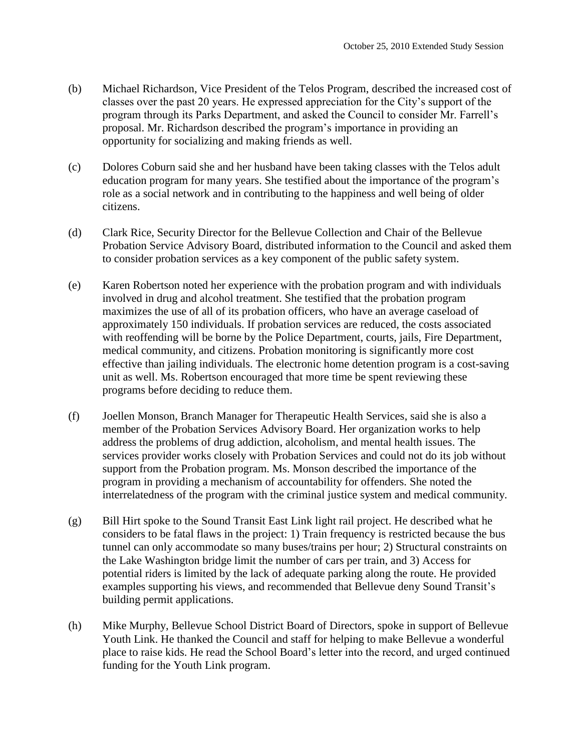(b) Michael Richardson, Vice President of the Telos Program, described the increased cost of classes over the past 20 years. He expressed appreciation for the City's support of the program through its Parks Department, and asked the Council to consider Mr. Farrell's proposal. Mr. Richardson described the program's importance in providing an opportunity for socializing and making friends as well.

(c) Dolores Coburn said she and her husband have been taking classes with the Telos adult education program for many years. She testified about the importance of the program's role as a social network and in contributing to the happiness and well being of older citizens.

(d) Clark Rice, Security Director for the Bellevue Collection and Chair of the Bellevue Probation Service Advisory Board, distributed information to the Council and asked them to consider probation services as a key component of the public safety system.

(e) Karen Robertson noted her experience with the probation program and with individuals involved in drug and alcohol treatment. She testified that the probation program maximizes the use of all of its probation officers, who have an average caseload of approximately 150 individuals. If probation services are reduced, the costs associated with reoffending will be borne by the Police Department, courts, jails, Fire Department, medical community, and citizens. Probation monitoring is significantly more cost effective than jailing individuals. The electronic home detention program is a cost-saving unit as well. Ms. Robertson encouraged that more time be spent reviewing these programs before deciding to reduce them.

(f) Joellen Monson, Branch Manager for Therapeutic Health Services, said she is also a member of the Probation Services Advisory Board. Her organization works to help address the problems of drug addiction, alcoholism, and mental health issues. The services provider works closely with Probation Services and could not do its job without support from the Probation program. Ms. Monson described the importance of the program in providing a mechanism of accountability for offenders. She noted the interrelatedness of the program with the criminal justice system and medical community.

(g) Bill Hirt spoke to the Sound Transit East Link light rail project. He described what he considers to be fatal flaws in the project: 1) Train frequency is restricted because the bus tunnel can only accommodate so many buses/trains per hour; 2) Structural constraints on the Lake Washington bridge limit the number of cars per train, and 3) Access for potential riders is limited by the lack of adequate parking along the route. He provided examples supporting his views, and recommended that Bellevue deny Sound Transit's building permit applications.

(h) Mike Murphy, Bellevue School District Board of Directors, spoke in support of Bellevue Youth Link. He thanked the Council and staff for helping to make Bellevue a wonderful place to raise kids. He read the School Board's letter into the record, and urged continued funding for the Youth Link program.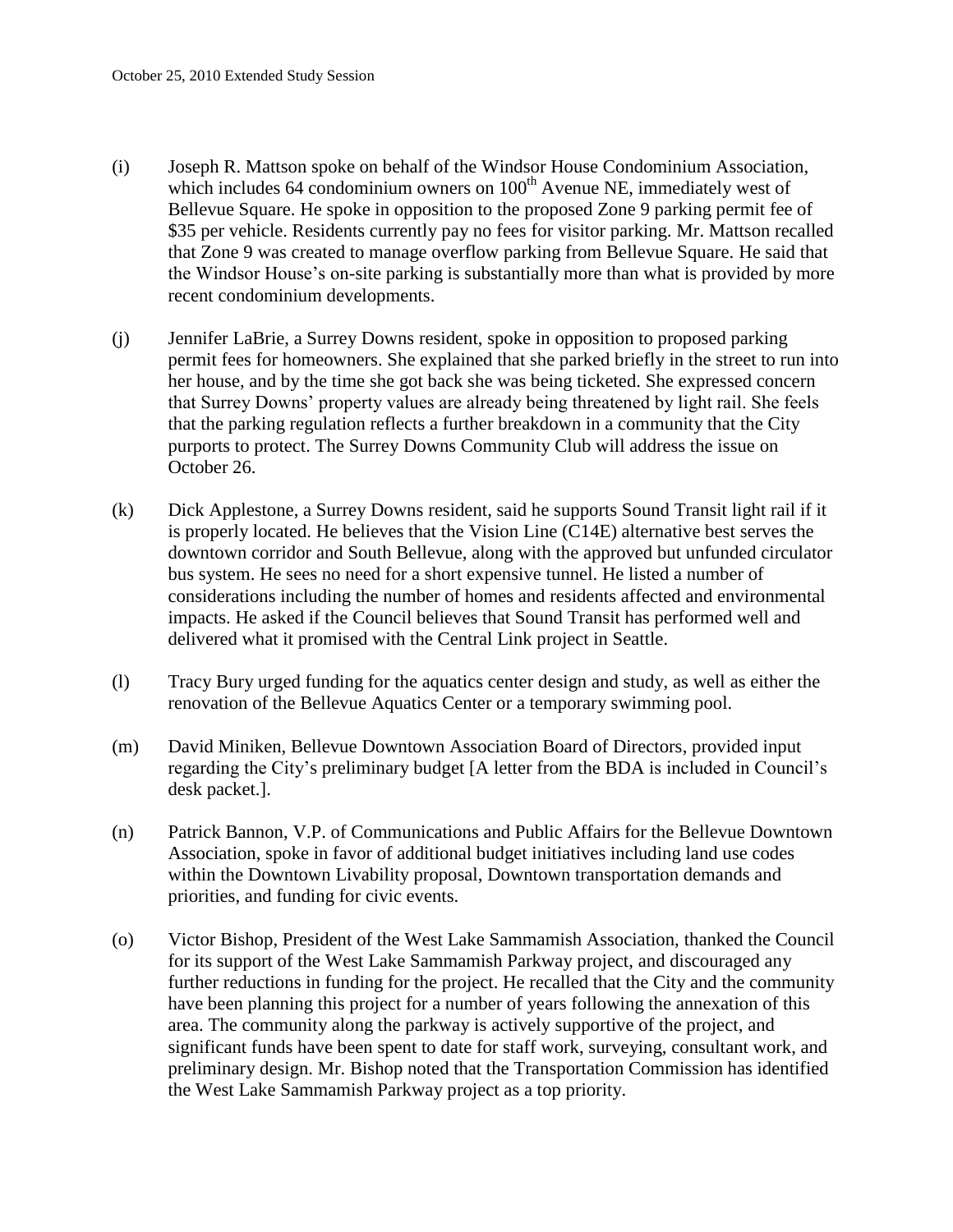(i) Joseph R. Mattson spoke on behalf of the Windsor House Condominium Association, which includes 64 condominium owners on 100th Avenue NE, immediately west of Bellevue Square. He spoke in opposition to the proposed Zone 9 parking permit fee of $35 per vehicle. Residents currently pay no fees for visitor parking. Mr. Mattson recalled that Zone 9 was created to manage overflow parking from Bellevue Square. He said that the Windsor House's on-site parking is substantially more than what is provided by more recent condominium developments.

(j) Jennifer LaBrie, a Surrey Downs resident, spoke in opposition to proposed parking permit fees for homeowners. She explained that she parked briefly in the street to run into her house, and by the time she got back she was being ticketed. She expressed concern that Surrey Downs' property values are already being threatened by light rail. She feels that the parking regulation reflects a further breakdown in a community that the City purports to protect. The Surrey Downs Community Club will address the issue on October 26.

(k) Dick Applestone, a Surrey Downs resident, said he supports Sound Transit light rail if it is properly located. He believes that the Vision Line (C14E) alternative best serves the downtown corridor and South Bellevue, along with the approved but unfunded circulator bus system. He sees no need for a short expensive tunnel. He listed a number of considerations including the number of homes and residents affected and environmental impacts. He asked if the Council believes that Sound Transit has performed well and delivered what it promised with the Central Link project in Seattle.

(l) Tracy Bury urged funding for the aquatics center design and study, as well as either the renovation of the Bellevue Aquatics Center or a temporary swimming pool.

(m) David Miniken, Bellevue Downtown Association Board of Directors, provided input regarding the City's preliminary budget [A letter from the BDA is included in Council's desk packet.].

(n) Patrick Bannon, V.P. of Communications and Public Affairs for the Bellevue Downtown Association, spoke in favor of additional budget initiatives including land use codes within the Downtown Livability proposal, Downtown transportation demands and priorities, and funding for civic events.

(o) Victor Bishop, President of the West Lake Sammamish Association, thanked the Council for its support of the West Lake Sammamish Parkway project, and discouraged any further reductions in funding for the project. He recalled that the City and the community have been planning this project for a number of years following the annexation of this area. The community along the parkway is actively supportive of the project, and significant funds have been spent to date for staff work, surveying, consultant work, and preliminary design. Mr. Bishop noted that the Transportation Commission has identified the West Lake Sammamish Parkway project as a top priority.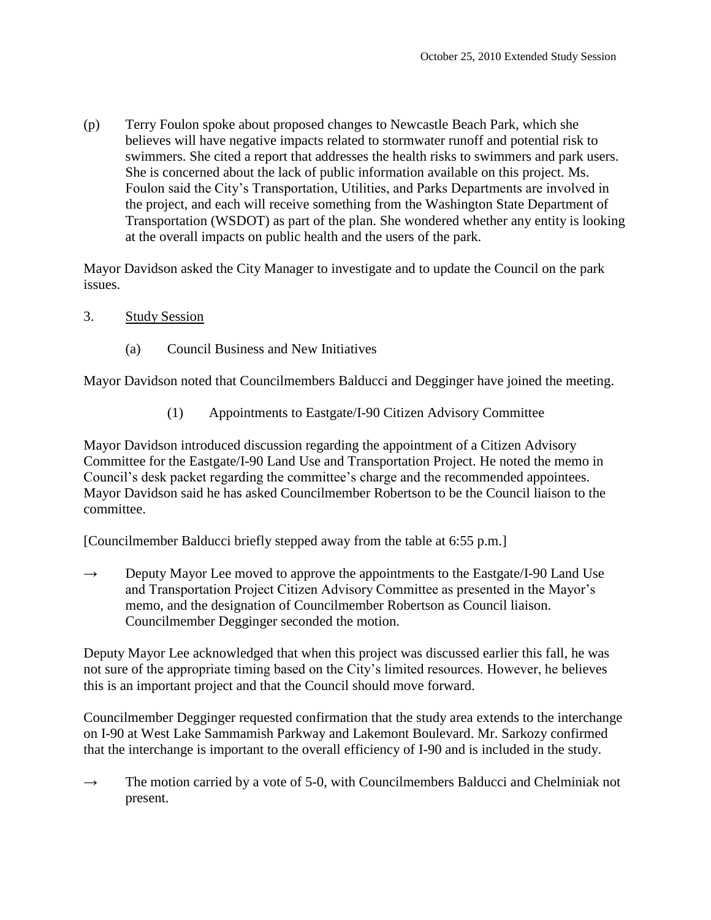(p) Terry Foulon spoke about proposed changes to Newcastle Beach Park, which she believes will have negative impacts related to stormwater runoff and potential risk to swimmers. She cited a report that addresses the health risks to swimmers and park users. She is concerned about the lack of public information available on this project. Ms. Foulon said the City's Transportation, Utilities, and Parks Departments are involved in the project, and each will receive something from the Washington State Department of Transportation (WSDOT) as part of the plan. She wondered whether any entity is looking at the overall impacts on public health and the users of the park.

Mayor Davidson asked the City Manager to investigate and to update the Council on the park issues.

3. Study Session

(a) Council Business and New Initiatives

Mayor Davidson noted that Councilmembers Balducci and Degginger have joined the meeting.

(1) Appointments to Eastgate/I-90 Citizen Advisory Committee

Mayor Davidson introduced discussion regarding the appointment of a Citizen Advisory Committee for the Eastgate/I-90 Land Use and Transportation Project. He noted the memo in Council's desk packet regarding the committee's charge and the recommended appointees. Mayor Davidson said he has asked Councilmember Robertson to be the Council liaison to the committee.

[Councilmember Balducci briefly stepped away from the table at 6:55 p.m.]

→ Deputy Mayor Lee moved to approve the appointments to the Eastgate/I-90 Land Use and Transportation Project Citizen Advisory Committee as presented in the Mayor's memo, and the designation of Councilmember Robertson as Council liaison. Councilmember Degginger seconded the motion.

Deputy Mayor Lee acknowledged that when this project was discussed earlier this fall, he was not sure of the appropriate timing based on the City's limited resources. However, he believes this is an important project and that the Council should move forward.

Councilmember Degginger requested confirmation that the study area extends to the interchange on I-90 at West Lake Sammamish Parkway and Lakemont Boulevard. Mr. Sarkozy confirmed that the interchange is important to the overall efficiency of I-90 and is included in the study.

→ The motion carried by a vote of 5-0, with Councilmembers Balducci and Chelminiak not present.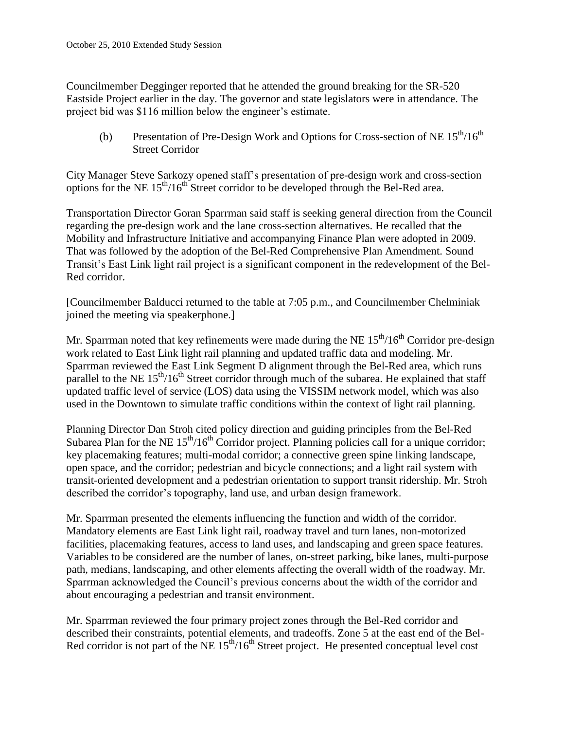Councilmember Degginger reported that he attended the ground breaking for the SR-520 Eastside Project earlier in the day. The governor and state legislators were in attendance. The project bid was $116 million below the engineer's estimate.

(b) Presentation of Pre-Design Work and Options for Cross-section of NE 15th/16th Street Corridor

City Manager Steve Sarkozy opened staff's presentation of pre-design work and cross-section options for the NE 15th/16th Street corridor to be developed through the Bel-Red area.

Transportation Director Goran Sparrman said staff is seeking general direction from the Council regarding the pre-design work and the lane cross-section alternatives. He recalled that the Mobility and Infrastructure Initiative and accompanying Finance Plan were adopted in 2009. That was followed by the adoption of the Bel-Red Comprehensive Plan Amendment. Sound Transit's East Link light rail project is a significant component in the redevelopment of the Bel-Red corridor.

[Councilmember Balducci returned to the table at 7:05 p.m., and Councilmember Chelminiak joined the meeting via speakerphone.]

Mr. Sparrman noted that key refinements were made during the NE 15th/16th Corridor pre-design work related to East Link light rail planning and updated traffic data and modeling. Mr. Sparrman reviewed the East Link Segment D alignment through the Bel-Red area, which runs parallel to the NE 15th/16th Street corridor through much of the subarea. He explained that staff updated traffic level of service (LOS) data using the VISSIM network model, which was also used in the Downtown to simulate traffic conditions within the context of light rail planning.

Planning Director Dan Stroh cited policy direction and guiding principles from the Bel-Red Subarea Plan for the NE 15th/16th Corridor project. Planning policies call for a unique corridor; key placemaking features; multi-modal corridor; a connective green spine linking landscape, open space, and the corridor; pedestrian and bicycle connections; and a light rail system with transit-oriented development and a pedestrian orientation to support transit ridership. Mr. Stroh described the corridor's topography, land use, and urban design framework.

Mr. Sparrman presented the elements influencing the function and width of the corridor. Mandatory elements are East Link light rail, roadway travel and turn lanes, non-motorized facilities, placemaking features, access to land uses, and landscaping and green space features. Variables to be considered are the number of lanes, on-street parking, bike lanes, multi-purpose path, medians, landscaping, and other elements affecting the overall width of the roadway. Mr. Sparrman acknowledged the Council's previous concerns about the width of the corridor and about encouraging a pedestrian and transit environment.

Mr. Sparrman reviewed the four primary project zones through the Bel-Red corridor and described their constraints, potential elements, and tradeoffs. Zone 5 at the east end of the Bel-Red corridor is not part of the NE 15th/16th Street project. He presented conceptual level cost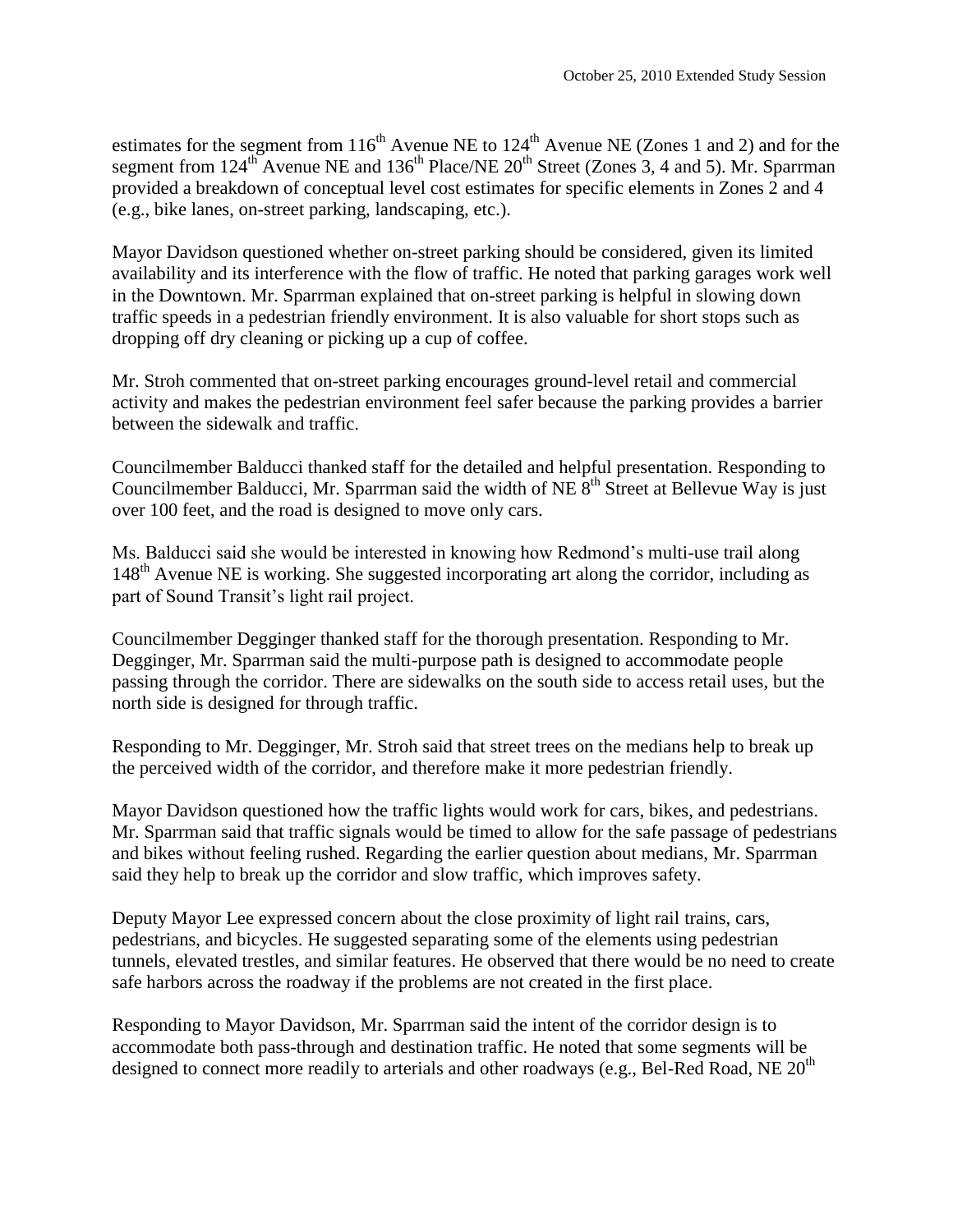estimates for the segment from 116th Avenue NE to 124th Avenue NE (Zones 1 and 2) and for the segment from 124th Avenue NE and 136th Place/NE 20th Street (Zones 3, 4 and 5). Mr. Sparrman provided a breakdown of conceptual level cost estimates for specific elements in Zones 2 and 4 (e.g., bike lanes, on-street parking, landscaping, etc.).

Mayor Davidson questioned whether on-street parking should be considered, given its limited availability and its interference with the flow of traffic. He noted that parking garages work well in the Downtown. Mr. Sparrman explained that on-street parking is helpful in slowing down traffic speeds in a pedestrian friendly environment. It is also valuable for short stops such as dropping off dry cleaning or picking up a cup of coffee.

Mr. Stroh commented that on-street parking encourages ground-level retail and commercial activity and makes the pedestrian environment feel safer because the parking provides a barrier between the sidewalk and traffic.

Councilmember Balducci thanked staff for the detailed and helpful presentation. Responding to Councilmember Balducci, Mr. Sparrman said the width of NE 8th Street at Bellevue Way is just over 100 feet, and the road is designed to move only cars.

Ms. Balducci said she would be interested in knowing how Redmond's multi-use trail along 148th Avenue NE is working. She suggested incorporating art along the corridor, including as part of Sound Transit's light rail project.

Councilmember Degginger thanked staff for the thorough presentation. Responding to Mr. Degginger, Mr. Sparrman said the multi-purpose path is designed to accommodate people passing through the corridor. There are sidewalks on the south side to access retail uses, but the north side is designed for through traffic.

Responding to Mr. Degginger, Mr. Stroh said that street trees on the medians help to break up the perceived width of the corridor, and therefore make it more pedestrian friendly.

Mayor Davidson questioned how the traffic lights would work for cars, bikes, and pedestrians. Mr. Sparrman said that traffic signals would be timed to allow for the safe passage of pedestrians and bikes without feeling rushed. Regarding the earlier question about medians, Mr. Sparrman said they help to break up the corridor and slow traffic, which improves safety.

Deputy Mayor Lee expressed concern about the close proximity of light rail trains, cars, pedestrians, and bicycles. He suggested separating some of the elements using pedestrian tunnels, elevated trestles, and similar features. He observed that there would be no need to create safe harbors across the roadway if the problems are not created in the first place.

Responding to Mayor Davidson, Mr. Sparrman said the intent of the corridor design is to accommodate both pass-through and destination traffic. He noted that some segments will be designed to connect more readily to arterials and other roadways (e.g., Bel-Red Road, NE 20th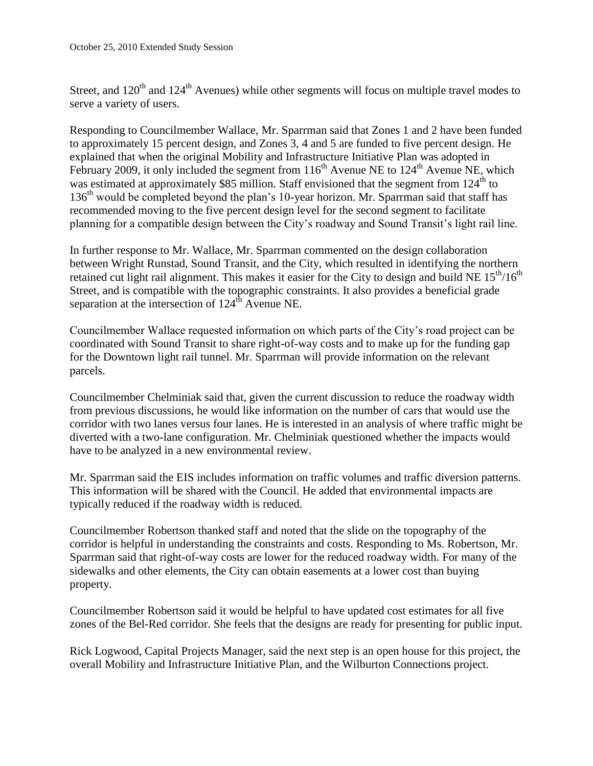Street, and 120$^{th}$ and 124$^{th}$ Avenues) while other segments will focus on multiple travel modes to serve a variety of users.

Responding to Councilmember Wallace, Mr. Sparrman said that Zones 1 and 2 have been funded to approximately 15 percent design, and Zones 3, 4 and 5 are funded to five percent design. He explained that when the original Mobility and Infrastructure Initiative Plan was adopted in February 2009, it only included the segment from 116$^{th}$ Avenue NE to 124$^{th}$ Avenue NE, which was estimated at approximately $85 million. Staff envisioned that the segment from 124$^{th}$ to 136$^{th}$ would be completed beyond the plan's 10-year horizon. Mr. Sparrman said that staff has recommended moving to the five percent design level for the second segment to facilitate planning for a compatible design between the City's roadway and Sound Transit's light rail line.

In further response to Mr. Wallace, Mr. Sparrman commented on the design collaboration between Wright Runstad, Sound Transit, and the City, which resulted in identifying the northern retained cut light rail alignment. This makes it easier for the City to design and build NE 15$^{th}$/16$^{th}$ Street, and is compatible with the topographic constraints. It also provides a beneficial grade separation at the intersection of 124$^{th}$ Avenue NE.

Councilmember Wallace requested information on which parts of the City's road project can be coordinated with Sound Transit to share right-of-way costs and to make up for the funding gap for the Downtown light rail tunnel. Mr. Sparrman will provide information on the relevant parcels.

Councilmember Chelminiak said that, given the current discussion to reduce the roadway width from previous discussions, he would like information on the number of cars that would use the corridor with two lanes versus four lanes. He is interested in an analysis of where traffic might be diverted with a two-lane configuration. Mr. Chelminiak questioned whether the impacts would have to be analyzed in a new environmental review.

Mr. Sparrman said the EIS includes information on traffic volumes and traffic diversion patterns. This information will be shared with the Council. He added that environmental impacts are typically reduced if the roadway width is reduced.

Councilmember Robertson thanked staff and noted that the slide on the topography of the corridor is helpful in understanding the constraints and costs. Responding to Ms. Robertson, Mr. Sparrman said that right-of-way costs are lower for the reduced roadway width. For many of the sidewalks and other elements, the City can obtain easements at a lower cost than buying property.

Councilmember Robertson said it would be helpful to have updated cost estimates for all five zones of the Bel-Red corridor. She feels that the designs are ready for presenting for public input.

Rick Logwood, Capital Projects Manager, said the next step is an open house for this project, the overall Mobility and Infrastructure Initiative Plan, and the Wilburton Connections project.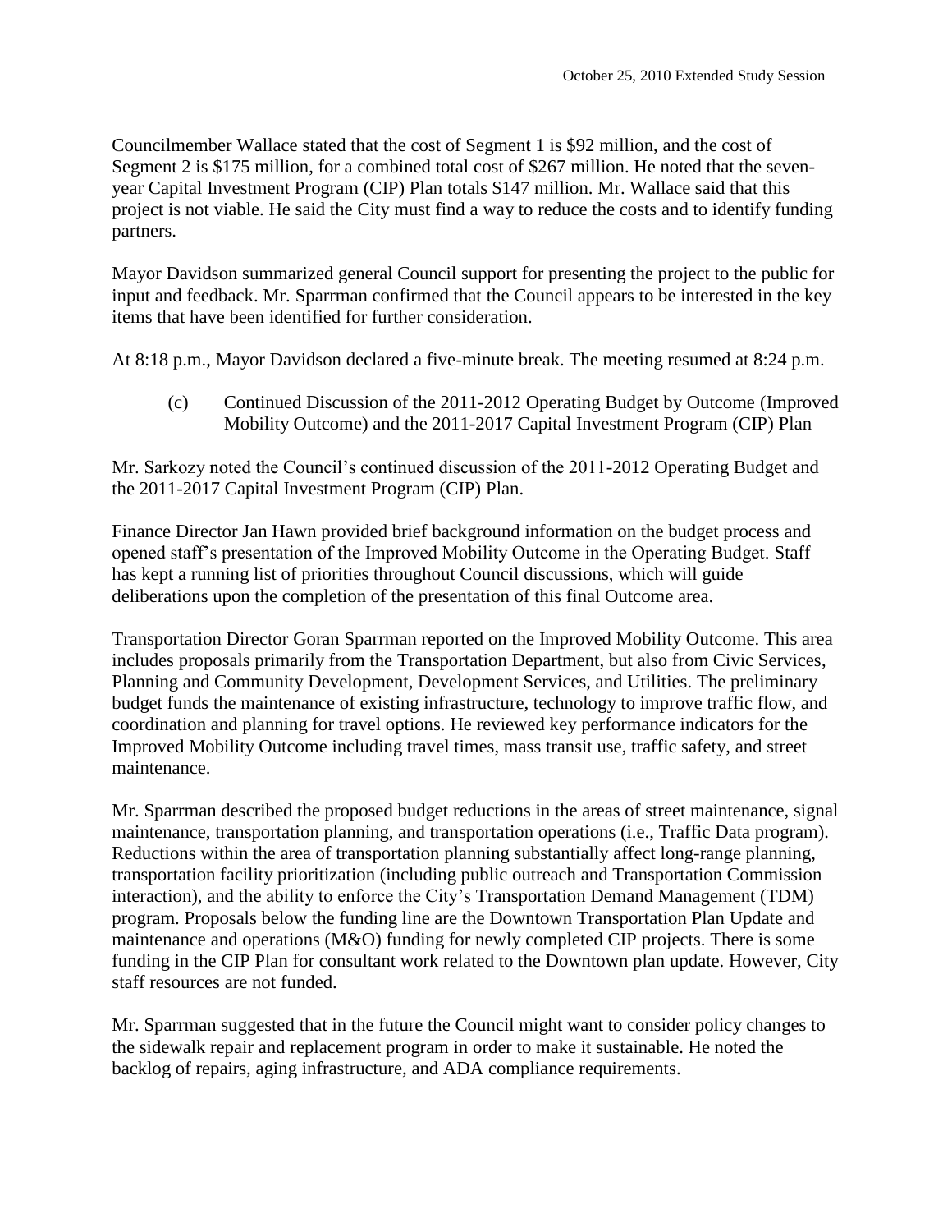Councilmember Wallace stated that the cost of Segment 1 is $92 million, and the cost of Segment 2 is $175 million, for a combined total cost of $267 million. He noted that the seven-year Capital Investment Program (CIP) Plan totals $147 million. Mr. Wallace said that this project is not viable. He said the City must find a way to reduce the costs and to identify funding partners.

Mayor Davidson summarized general Council support for presenting the project to the public for input and feedback. Mr. Sparrman confirmed that the Council appears to be interested in the key items that have been identified for further consideration.

At 8:18 p.m., Mayor Davidson declared a five-minute break. The meeting resumed at 8:24 p.m.

(c) Continued Discussion of the 2011-2012 Operating Budget by Outcome (Improved Mobility Outcome) and the 2011-2017 Capital Investment Program (CIP) Plan

Mr. Sarkozy noted the Council's continued discussion of the 2011-2012 Operating Budget and the 2011-2017 Capital Investment Program (CIP) Plan.

Finance Director Jan Hawn provided brief background information on the budget process and opened staff's presentation of the Improved Mobility Outcome in the Operating Budget. Staff has kept a running list of priorities throughout Council discussions, which will guide deliberations upon the completion of the presentation of this final Outcome area.

Transportation Director Goran Sparrman reported on the Improved Mobility Outcome. This area includes proposals primarily from the Transportation Department, but also from Civic Services, Planning and Community Development, Development Services, and Utilities. The preliminary budget funds the maintenance of existing infrastructure, technology to improve traffic flow, and coordination and planning for travel options. He reviewed key performance indicators for the Improved Mobility Outcome including travel times, mass transit use, traffic safety, and street maintenance.

Mr. Sparrman described the proposed budget reductions in the areas of street maintenance, signal maintenance, transportation planning, and transportation operations (i.e., Traffic Data program). Reductions within the area of transportation planning substantially affect long-range planning, transportation facility prioritization (including public outreach and Transportation Commission interaction), and the ability to enforce the City's Transportation Demand Management (TDM) program. Proposals below the funding line are the Downtown Transportation Plan Update and maintenance and operations (M&O) funding for newly completed CIP projects. There is some funding in the CIP Plan for consultant work related to the Downtown plan update. However, City staff resources are not funded.

Mr. Sparrman suggested that in the future the Council might want to consider policy changes to the sidewalk repair and replacement program in order to make it sustainable. He noted the backlog of repairs, aging infrastructure, and ADA compliance requirements.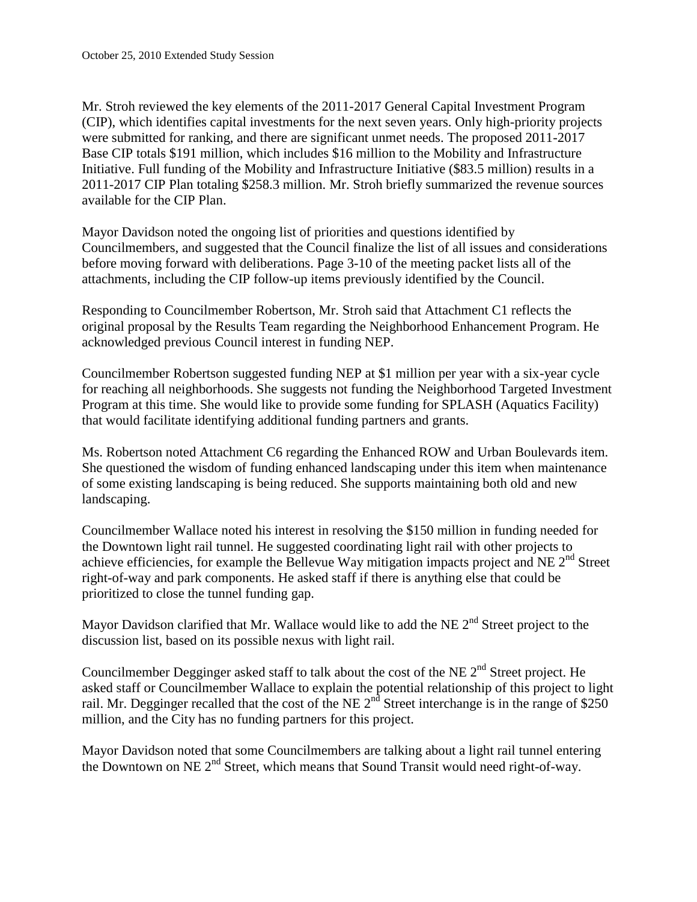Mr. Stroh reviewed the key elements of the 2011-2017 General Capital Investment Program (CIP), which identifies capital investments for the next seven years. Only high-priority projects were submitted for ranking, and there are significant unmet needs. The proposed 2011-2017 Base CIP totals $191 million, which includes $16 million to the Mobility and Infrastructure Initiative. Full funding of the Mobility and Infrastructure Initiative ($83.5 million) results in a 2011-2017 CIP Plan totaling $258.3 million. Mr. Stroh briefly summarized the revenue sources available for the CIP Plan.

Mayor Davidson noted the ongoing list of priorities and questions identified by Councilmembers, and suggested that the Council finalize the list of all issues and considerations before moving forward with deliberations. Page 3-10 of the meeting packet lists all of the attachments, including the CIP follow-up items previously identified by the Council.

Responding to Councilmember Robertson, Mr. Stroh said that Attachment C1 reflects the original proposal by the Results Team regarding the Neighborhood Enhancement Program. He acknowledged previous Council interest in funding NEP.

Councilmember Robertson suggested funding NEP at $1 million per year with a six-year cycle for reaching all neighborhoods. She suggests not funding the Neighborhood Targeted Investment Program at this time. She would like to provide some funding for SPLASH (Aquatics Facility) that would facilitate identifying additional funding partners and grants.

Ms. Robertson noted Attachment C6 regarding the Enhanced ROW and Urban Boulevards item. She questioned the wisdom of funding enhanced landscaping under this item when maintenance of some existing landscaping is being reduced. She supports maintaining both old and new landscaping.

Councilmember Wallace noted his interest in resolving the $150 million in funding needed for the Downtown light rail tunnel. He suggested coordinating light rail with other projects to achieve efficiencies, for example the Bellevue Way mitigation impacts project and NE 2nd Street right-of-way and park components. He asked staff if there is anything else that could be prioritized to close the tunnel funding gap.

Mayor Davidson clarified that Mr. Wallace would like to add the NE 2nd Street project to the discussion list, based on its possible nexus with light rail.

Councilmember Degginger asked staff to talk about the cost of the NE 2nd Street project. He asked staff or Councilmember Wallace to explain the potential relationship of this project to light rail. Mr. Degginger recalled that the cost of the NE 2nd Street interchange is in the range of $250 million, and the City has no funding partners for this project.

Mayor Davidson noted that some Councilmembers are talking about a light rail tunnel entering the Downtown on NE 2nd Street, which means that Sound Transit would need right-of-way.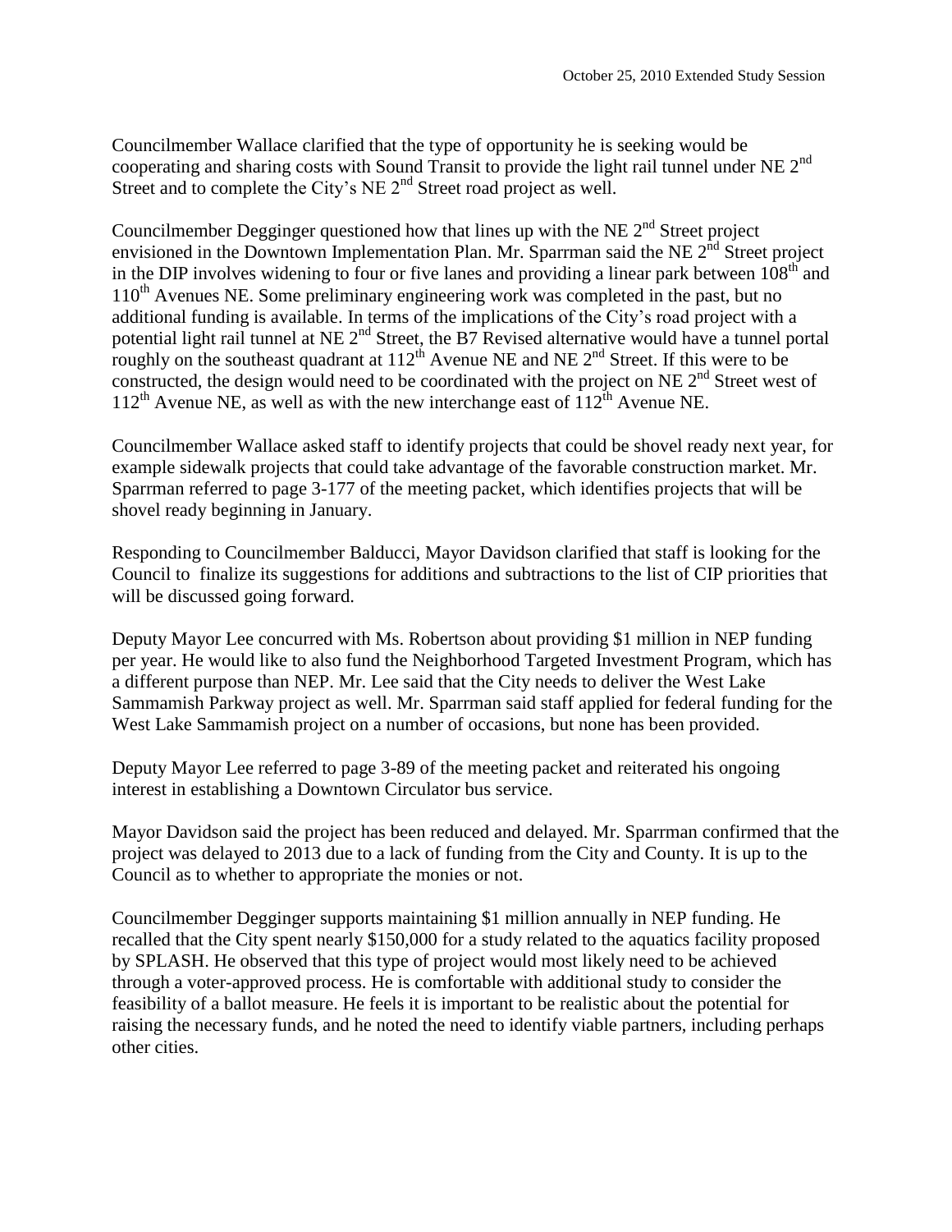Councilmember Wallace clarified that the type of opportunity he is seeking would be cooperating and sharing costs with Sound Transit to provide the light rail tunnel under NE 2nd Street and to complete the City's NE 2nd Street road project as well.

Councilmember Degginger questioned how that lines up with the NE 2nd Street project envisioned in the Downtown Implementation Plan. Mr. Sparrman said the NE 2nd Street project in the DIP involves widening to four or five lanes and providing a linear park between 108th and 110th Avenues NE. Some preliminary engineering work was completed in the past, but no additional funding is available. In terms of the implications of the City's road project with a potential light rail tunnel at NE 2nd Street, the B7 Revised alternative would have a tunnel portal roughly on the southeast quadrant at 112th Avenue NE and NE 2nd Street. If this were to be constructed, the design would need to be coordinated with the project on NE 2nd Street west of 112th Avenue NE, as well as with the new interchange east of 112th Avenue NE.

Councilmember Wallace asked staff to identify projects that could be shovel ready next year, for example sidewalk projects that could take advantage of the favorable construction market. Mr. Sparrman referred to page 3-177 of the meeting packet, which identifies projects that will be shovel ready beginning in January.

Responding to Councilmember Balducci, Mayor Davidson clarified that staff is looking for the Council to finalize its suggestions for additions and subtractions to the list of CIP priorities that will be discussed going forward.

Deputy Mayor Lee concurred with Ms. Robertson about providing $1 million in NEP funding per year. He would like to also fund the Neighborhood Targeted Investment Program, which has a different purpose than NEP. Mr. Lee said that the City needs to deliver the West Lake Sammamish Parkway project as well. Mr. Sparrman said staff applied for federal funding for the West Lake Sammamish project on a number of occasions, but none has been provided.

Deputy Mayor Lee referred to page 3-89 of the meeting packet and reiterated his ongoing interest in establishing a Downtown Circulator bus service.

Mayor Davidson said the project has been reduced and delayed. Mr. Sparrman confirmed that the project was delayed to 2013 due to a lack of funding from the City and County. It is up to the Council as to whether to appropriate the monies or not.

Councilmember Degginger supports maintaining $1 million annually in NEP funding. He recalled that the City spent nearly $150,000 for a study related to the aquatics facility proposed by SPLASH. He observed that this type of project would most likely need to be achieved through a voter-approved process. He is comfortable with additional study to consider the feasibility of a ballot measure. He feels it is important to be realistic about the potential for raising the necessary funds, and he noted the need to identify viable partners, including perhaps other cities.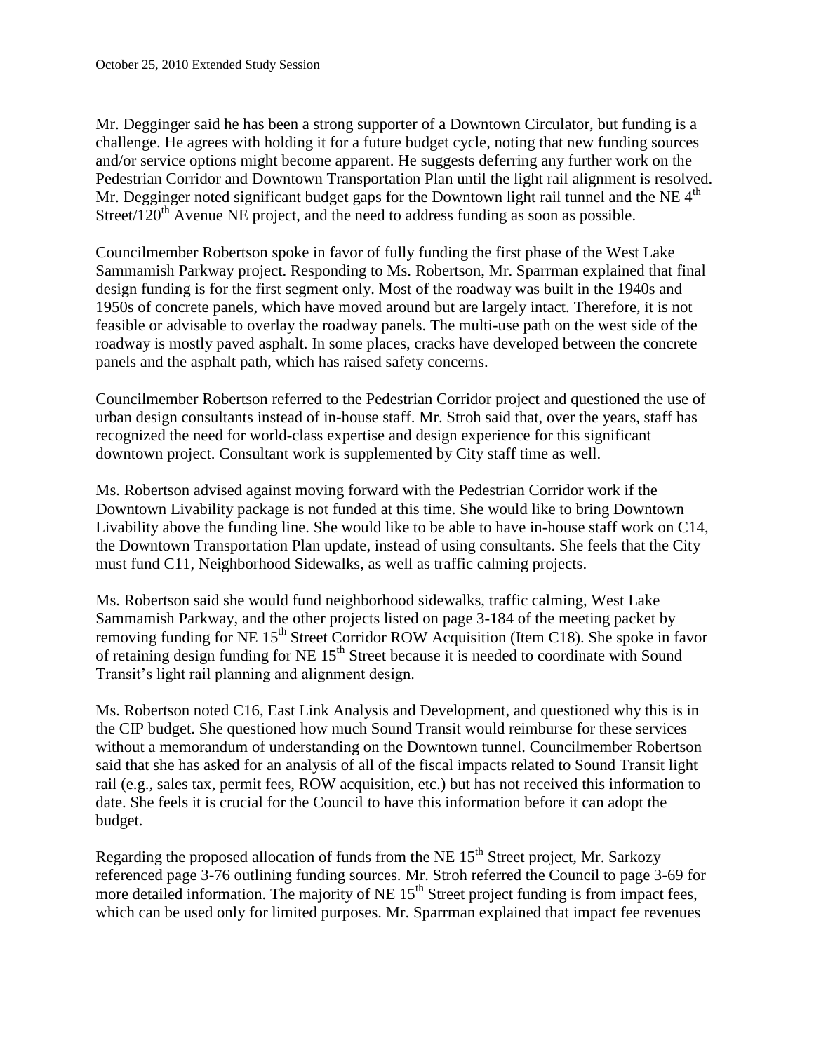Mr. Degginger said he has been a strong supporter of a Downtown Circulator, but funding is a challenge. He agrees with holding it for a future budget cycle, noting that new funding sources and/or service options might become apparent. He suggests deferring any further work on the Pedestrian Corridor and Downtown Transportation Plan until the light rail alignment is resolved. Mr. Degginger noted significant budget gaps for the Downtown light rail tunnel and the NE 4th Street/120th Avenue NE project, and the need to address funding as soon as possible.

Councilmember Robertson spoke in favor of fully funding the first phase of the West Lake Sammamish Parkway project. Responding to Ms. Robertson, Mr. Sparrman explained that final design funding is for the first segment only. Most of the roadway was built in the 1940s and 1950s of concrete panels, which have moved around but are largely intact. Therefore, it is not feasible or advisable to overlay the roadway panels. The multi-use path on the west side of the roadway is mostly paved asphalt. In some places, cracks have developed between the concrete panels and the asphalt path, which has raised safety concerns.

Councilmember Robertson referred to the Pedestrian Corridor project and questioned the use of urban design consultants instead of in-house staff. Mr. Stroh said that, over the years, staff has recognized the need for world-class expertise and design experience for this significant downtown project. Consultant work is supplemented by City staff time as well.

Ms. Robertson advised against moving forward with the Pedestrian Corridor work if the Downtown Livability package is not funded at this time. She would like to bring Downtown Livability above the funding line. She would like to be able to have in-house staff work on C14, the Downtown Transportation Plan update, instead of using consultants. She feels that the City must fund C11, Neighborhood Sidewalks, as well as traffic calming projects.

Ms. Robertson said she would fund neighborhood sidewalks, traffic calming, West Lake Sammamish Parkway, and the other projects listed on page 3-184 of the meeting packet by removing funding for NE 15th Street Corridor ROW Acquisition (Item C18). She spoke in favor of retaining design funding for NE 15th Street because it is needed to coordinate with Sound Transit's light rail planning and alignment design.

Ms. Robertson noted C16, East Link Analysis and Development, and questioned why this is in the CIP budget. She questioned how much Sound Transit would reimburse for these services without a memorandum of understanding on the Downtown tunnel. Councilmember Robertson said that she has asked for an analysis of all of the fiscal impacts related to Sound Transit light rail (e.g., sales tax, permit fees, ROW acquisition, etc.) but has not received this information to date. She feels it is crucial for the Council to have this information before it can adopt the budget.

Regarding the proposed allocation of funds from the NE 15th Street project, Mr. Sarkozy referenced page 3-76 outlining funding sources. Mr. Stroh referred the Council to page 3-69 for more detailed information. The majority of NE 15th Street project funding is from impact fees, which can be used only for limited purposes. Mr. Sparrman explained that impact fee revenues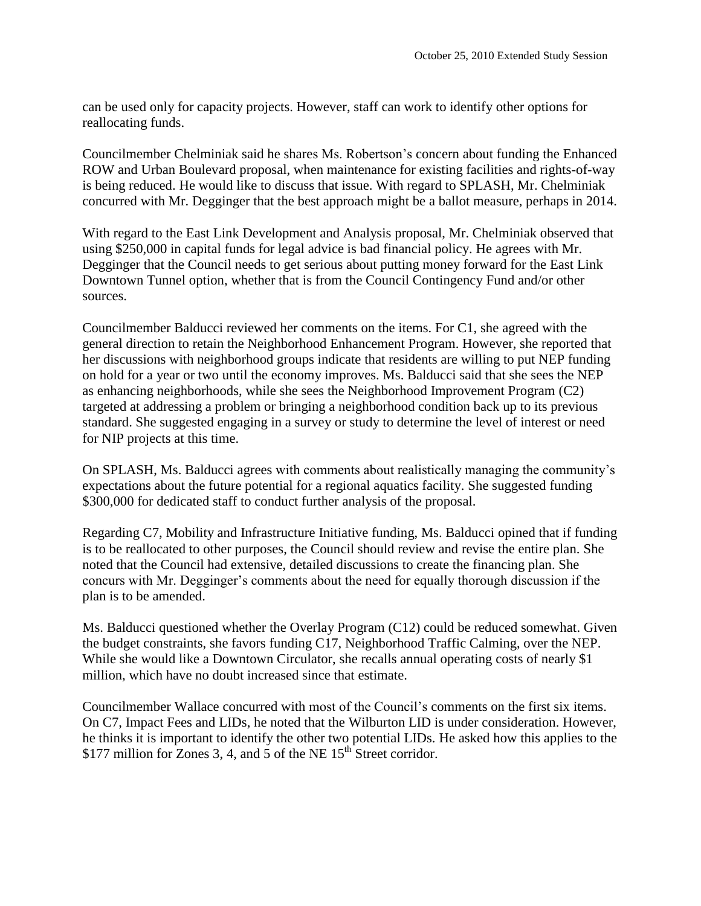can be used only for capacity projects. However, staff can work to identify other options for reallocating funds.

Councilmember Chelminiak said he shares Ms. Robertson's concern about funding the Enhanced ROW and Urban Boulevard proposal, when maintenance for existing facilities and rights-of-way is being reduced. He would like to discuss that issue. With regard to SPLASH, Mr. Chelminiak concurred with Mr. Degginger that the best approach might be a ballot measure, perhaps in 2014.

With regard to the East Link Development and Analysis proposal, Mr. Chelminiak observed that using $250,000 in capital funds for legal advice is bad financial policy. He agrees with Mr. Degginger that the Council needs to get serious about putting money forward for the East Link Downtown Tunnel option, whether that is from the Council Contingency Fund and/or other sources.

Councilmember Balducci reviewed her comments on the items. For C1, she agreed with the general direction to retain the Neighborhood Enhancement Program. However, she reported that her discussions with neighborhood groups indicate that residents are willing to put NEP funding on hold for a year or two until the economy improves. Ms. Balducci said that she sees the NEP as enhancing neighborhoods, while she sees the Neighborhood Improvement Program (C2) targeted at addressing a problem or bringing a neighborhood condition back up to its previous standard. She suggested engaging in a survey or study to determine the level of interest or need for NIP projects at this time.

On SPLASH, Ms. Balducci agrees with comments about realistically managing the community's expectations about the future potential for a regional aquatics facility. She suggested funding $300,000 for dedicated staff to conduct further analysis of the proposal.

Regarding C7, Mobility and Infrastructure Initiative funding, Ms. Balducci opined that if funding is to be reallocated to other purposes, the Council should review and revise the entire plan. She noted that the Council had extensive, detailed discussions to create the financing plan. She concurs with Mr. Degginger's comments about the need for equally thorough discussion if the plan is to be amended.

Ms. Balducci questioned whether the Overlay Program (C12) could be reduced somewhat. Given the budget constraints, she favors funding C17, Neighborhood Traffic Calming, over the NEP. While she would like a Downtown Circulator, she recalls annual operating costs of nearly $1 million, which have no doubt increased since that estimate.

Councilmember Wallace concurred with most of the Council's comments on the first six items. On C7, Impact Fees and LIDs, he noted that the Wilburton LID is under consideration. However, he thinks it is important to identify the other two potential LIDs. He asked how this applies to the $177 million for Zones 3, 4, and 5 of the NE 15th Street corridor.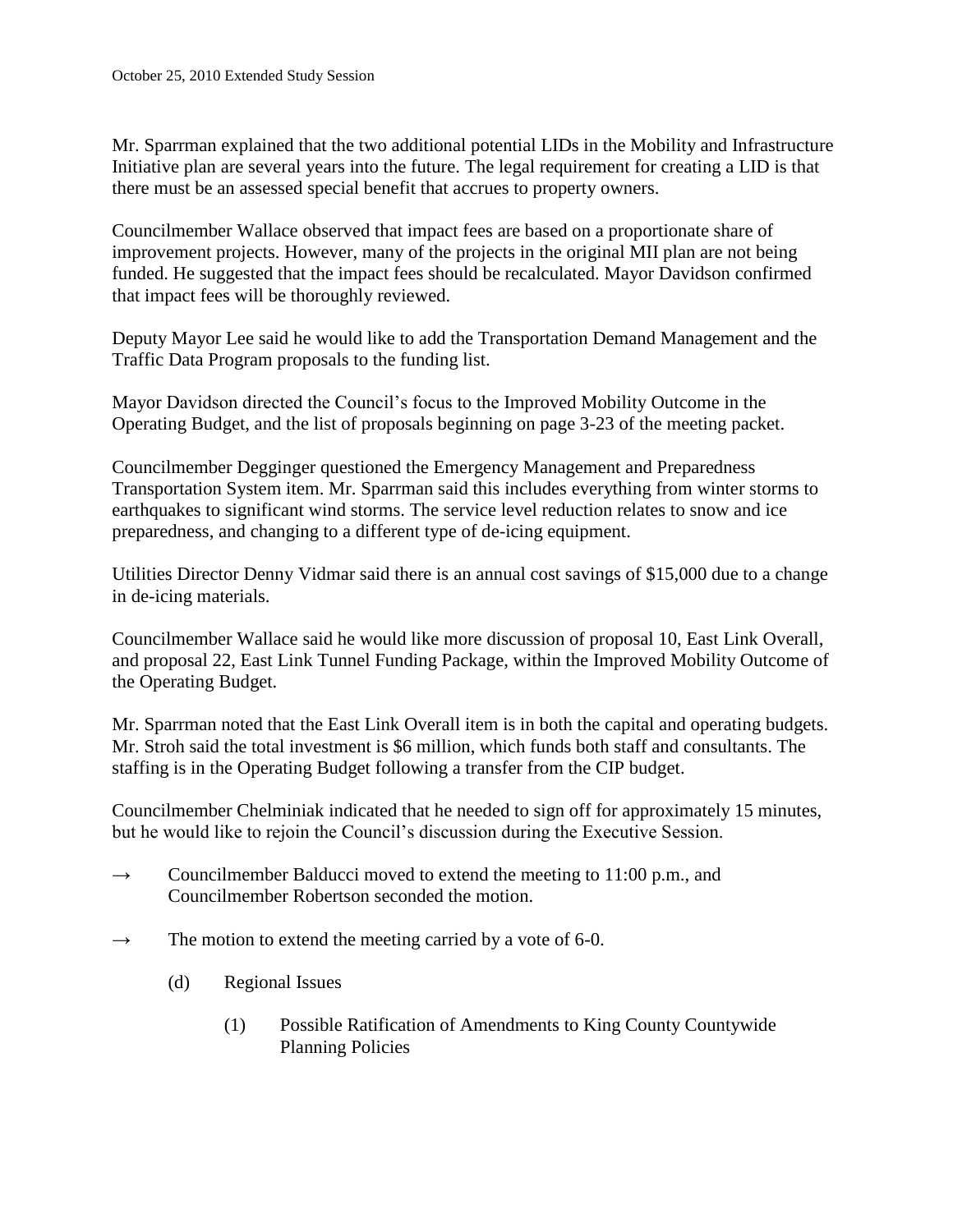Mr. Sparrman explained that the two additional potential LIDs in the Mobility and Infrastructure Initiative plan are several years into the future. The legal requirement for creating a LID is that there must be an assessed special benefit that accrues to property owners.

Councilmember Wallace observed that impact fees are based on a proportionate share of improvement projects. However, many of the projects in the original MII plan are not being funded. He suggested that the impact fees should be recalculated. Mayor Davidson confirmed that impact fees will be thoroughly reviewed.

Deputy Mayor Lee said he would like to add the Transportation Demand Management and the Traffic Data Program proposals to the funding list.

Mayor Davidson directed the Council's focus to the Improved Mobility Outcome in the Operating Budget, and the list of proposals beginning on page 3-23 of the meeting packet.

Councilmember Degginger questioned the Emergency Management and Preparedness Transportation System item. Mr. Sparrman said this includes everything from winter storms to earthquakes to significant wind storms. The service level reduction relates to snow and ice preparedness, and changing to a different type of de-icing equipment.

Utilities Director Denny Vidmar said there is an annual cost savings of $15,000 due to a change in de-icing materials.

Councilmember Wallace said he would like more discussion of proposal 10, East Link Overall, and proposal 22, East Link Tunnel Funding Package, within the Improved Mobility Outcome of the Operating Budget.

Mr. Sparrman noted that the East Link Overall item is in both the capital and operating budgets. Mr. Stroh said the total investment is $6 million, which funds both staff and consultants. The staffing is in the Operating Budget following a transfer from the CIP budget.

Councilmember Chelminiak indicated that he needed to sign off for approximately 15 minutes, but he would like to rejoin the Council's discussion during the Executive Session.

→ Councilmember Balducci moved to extend the meeting to 11:00 p.m., and Councilmember Robertson seconded the motion.

→ The motion to extend the meeting carried by a vote of 6-0.

(d) Regional Issues

(1) Possible Ratification of Amendments to King County Countywide Planning Policies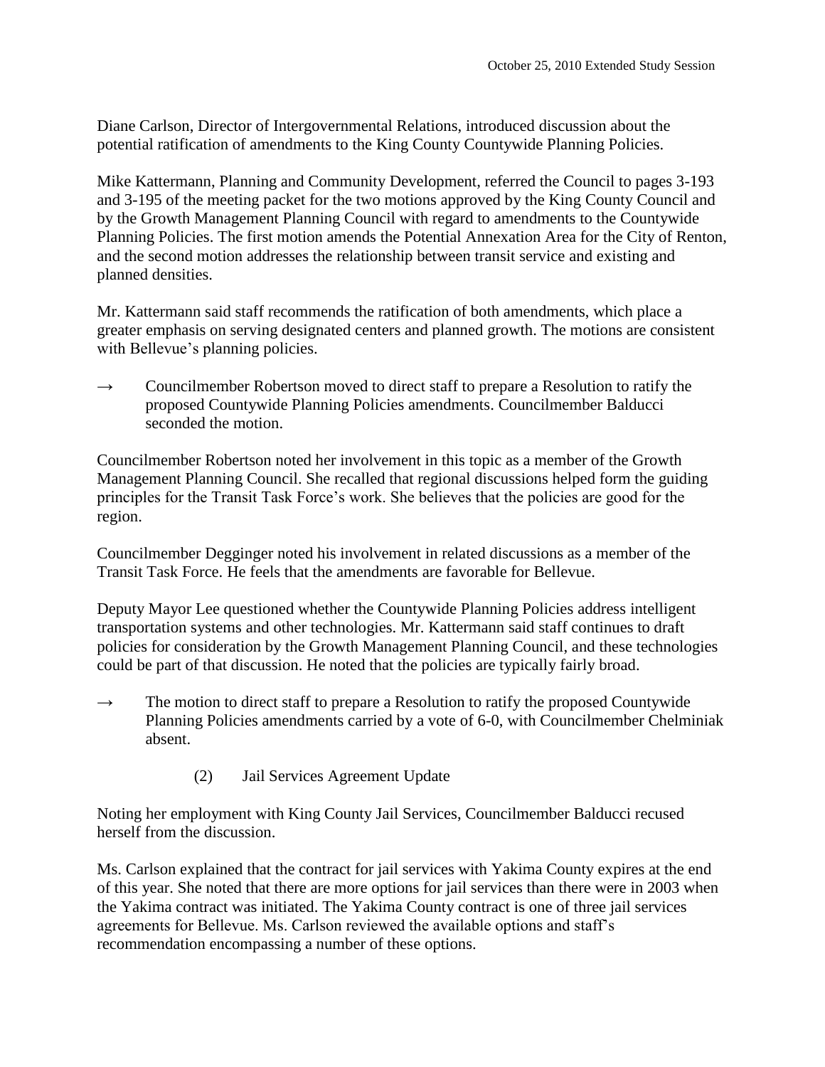Diane Carlson, Director of Intergovernmental Relations, introduced discussion about the potential ratification of amendments to the King County Countywide Planning Policies.

Mike Kattermann, Planning and Community Development, referred the Council to pages 3-193 and 3-195 of the meeting packet for the two motions approved by the King County Council and by the Growth Management Planning Council with regard to amendments to the Countywide Planning Policies. The first motion amends the Potential Annexation Area for the City of Renton, and the second motion addresses the relationship between transit service and existing and planned densities.

Mr. Kattermann said staff recommends the ratification of both amendments, which place a greater emphasis on serving designated centers and planned growth. The motions are consistent with Bellevue's planning policies.

→ Councilmember Robertson moved to direct staff to prepare a Resolution to ratify the proposed Countywide Planning Policies amendments. Councilmember Balducci seconded the motion.

Councilmember Robertson noted her involvement in this topic as a member of the Growth Management Planning Council. She recalled that regional discussions helped form the guiding principles for the Transit Task Force's work. She believes that the policies are good for the region.

Councilmember Degginger noted his involvement in related discussions as a member of the Transit Task Force. He feels that the amendments are favorable for Bellevue.

Deputy Mayor Lee questioned whether the Countywide Planning Policies address intelligent transportation systems and other technologies. Mr. Kattermann said staff continues to draft policies for consideration by the Growth Management Planning Council, and these technologies could be part of that discussion. He noted that the policies are typically fairly broad.

→ The motion to direct staff to prepare a Resolution to ratify the proposed Countywide Planning Policies amendments carried by a vote of 6-0, with Councilmember Chelminiak absent.

(2) Jail Services Agreement Update

Noting her employment with King County Jail Services, Councilmember Balducci recused herself from the discussion.

Ms. Carlson explained that the contract for jail services with Yakima County expires at the end of this year. She noted that there are more options for jail services than there were in 2003 when the Yakima contract was initiated. The Yakima County contract is one of three jail services agreements for Bellevue. Ms. Carlson reviewed the available options and staff's recommendation encompassing a number of these options.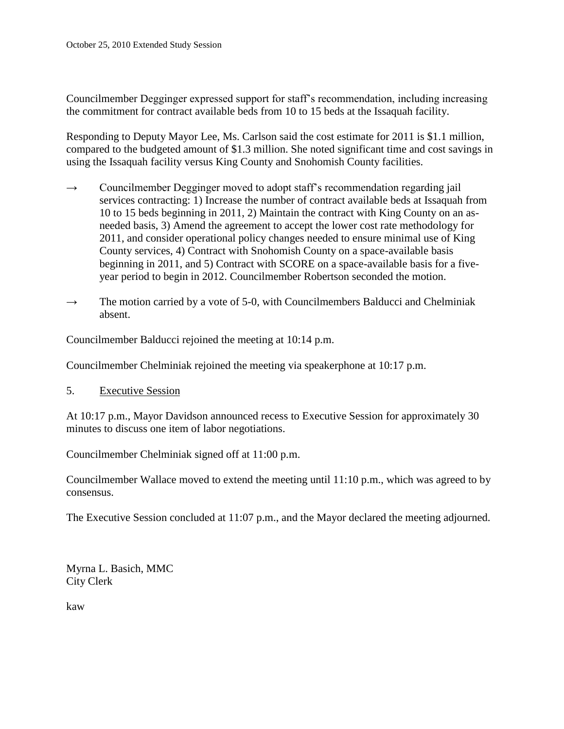Councilmember Degginger expressed support for staff's recommendation, including increasing the commitment for contract available beds from 10 to 15 beds at the Issaquah facility.

Responding to Deputy Mayor Lee, Ms. Carlson said the cost estimate for 2011 is $1.1 million, compared to the budgeted amount of $1.3 million. She noted significant time and cost savings in using the Issaquah facility versus King County and Snohomish County facilities.

→ Councilmember Degginger moved to adopt staff's recommendation regarding jail services contracting: 1) Increase the number of contract available beds at Issaquah from 10 to 15 beds beginning in 2011, 2) Maintain the contract with King County on an as-needed basis, 3) Amend the agreement to accept the lower cost rate methodology for 2011, and consider operational policy changes needed to ensure minimal use of King County services, 4) Contract with Snohomish County on a space-available basis beginning in 2011, and 5) Contract with SCORE on a space-available basis for a five-year period to begin in 2012. Councilmember Robertson seconded the motion.

→ The motion carried by a vote of 5-0, with Councilmembers Balducci and Chelminiak absent.

Councilmember Balducci rejoined the meeting at 10:14 p.m.

Councilmember Chelminiak rejoined the meeting via speakerphone at 10:17 p.m.

5. <u>Executive Session</u>

At 10:17 p.m., Mayor Davidson announced recess to Executive Session for approximately 30 minutes to discuss one item of labor negotiations.

Councilmember Chelminiak signed off at 11:00 p.m.

Councilmember Wallace moved to extend the meeting until 11:10 p.m., which was agreed to by consensus.

The Executive Session concluded at 11:07 p.m., and the Mayor declared the meeting adjourned.

Myrna L. Basich, MMC
City Clerk

kaw